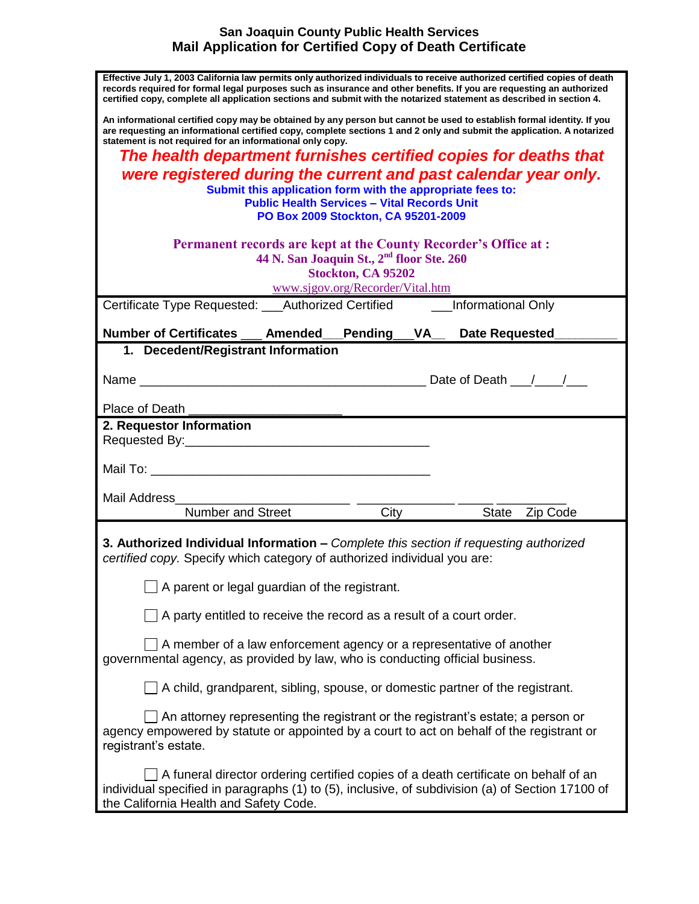# San Joaquin County Public Health Services
## Mail Application for Certified Copy of Death Certificate

**Effective July 1, 2003 California law permits only authorized individuals to receive authorized certified copies of death records required for formal legal purposes such as insurance and other benefits. If you are requesting an authorized certified copy, complete all application sections and submit with the notarized statement as described in section 4.**

**An informational certified copy may be obtained by any person but cannot be used to establish formal identity. If you are requesting an informational certified copy, complete sections 1 and 2 only and submit the application. A notarized statement is not required for an informational only copy.**

***The health department furnishes certified copies for deaths that were registered during the current and past calendar year only.***

**Submit this application form with the appropriate fees to:**
**Public Health Services – Vital Records Unit**
**PO Box 2009 Stockton, CA 95201-2009**

**Permanent records are kept at the County Recorder's Office at :**
**44 N. San Joaquin St., 2nd floor Ste. 260**
**Stockton, CA 95202**
www.sjgov.org/Recorder/Vital.htm

Certificate Type Requested: ___Authorized Certified ___Informational Only

**Number of Certificates ___ Amended___Pending___VA__ Date Requested_________**

### 1. Decedent/Registrant Information

Name ________________________________________ Date of Death ___/____/___

Place of Death ______________________

### 2. Requestor Information

Requested By:__________________________________

Mail To: _________________________________________

Mail Address________________________ ______________ _____ __________
Number and Street City State Zip Code

### 3. Authorized Individual Information – *Complete this section if requesting authorized certified copy.* Specify which category of authorized individual you are:

☐ A parent or legal guardian of the registrant.

☐ A party entitled to receive the record as a result of a court order.

☐ A member of a law enforcement agency or a representative of another governmental agency, as provided by law, who is conducting official business.

☐ A child, grandparent, sibling, spouse, or domestic partner of the registrant.

☐ An attorney representing the registrant or the registrant's estate; a person or agency empowered by statute or appointed by a court to act on behalf of the registrant or registrant's estate.

☐ A funeral director ordering certified copies of a death certificate on behalf of an individual specified in paragraphs (1) to (5), inclusive, of subdivision (a) of Section 17100 of the California Health and Safety Code.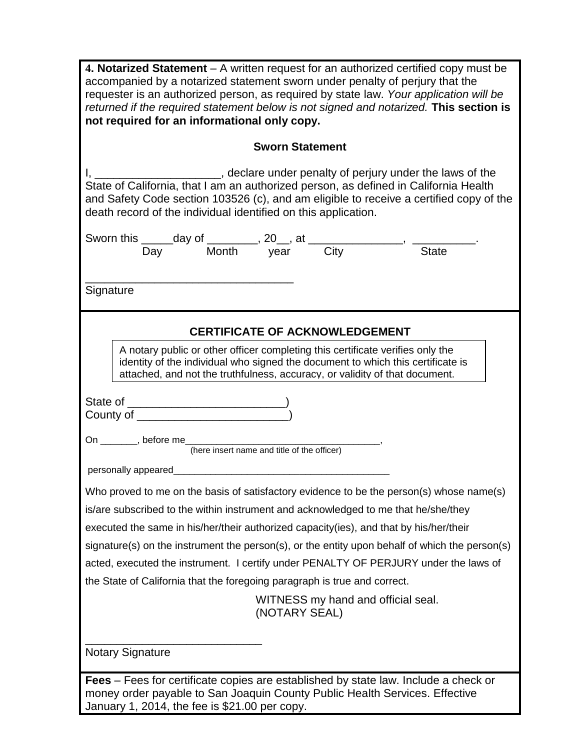**4. Notarized Statement** – A written request for an authorized certified copy must be accompanied by a notarized statement sworn under penalty of perjury that the requester is an authorized person, as required by state law. *Your application will be returned if the required statement below is not signed and notarized.* **This section is not required for an informational only copy.**

**Sworn Statement**

I, ____________________, declare under penalty of perjury under the laws of the State of California, that I am an authorized person, as defined in California Health and Safety Code section 103526 (c), and am eligible to receive a certified copy of the death record of the individual identified on this application.

Sworn this _____day of ________, 20__, at _______________, __________.
Day Month year City State

_________________________________
Signature

**CERTIFICATE OF ACKNOWLEDGEMENT**

A notary public or other officer completing this certificate verifies only the identity of the individual who signed the document to which this certificate is attached, and not the truthfulness, accuracy, or validity of that document.

State of _________________________)
County of ________________________)

On _______, before me_____________________________________,
(here insert name and title of the officer)

personally appeared_________________________________________

Who proved to me on the basis of satisfactory evidence to be the person(s) whose name(s) is/are subscribed to the within instrument and acknowledged to me that he/she/they executed the same in his/her/their authorized capacity(ies), and that by his/her/their signature(s) on the instrument the person(s), or the entity upon behalf of which the person(s) acted, executed the instrument. I certify under PENALTY OF PERJURY under the laws of the State of California that the foregoing paragraph is true and correct.

WITNESS my hand and official seal.
(NOTARY SEAL)

____________________________
Notary Signature

**Fees** – Fees for certificate copies are established by state law. Include a check or money order payable to San Joaquin County Public Health Services. Effective January 1, 2014, the fee is $21.00 per copy.